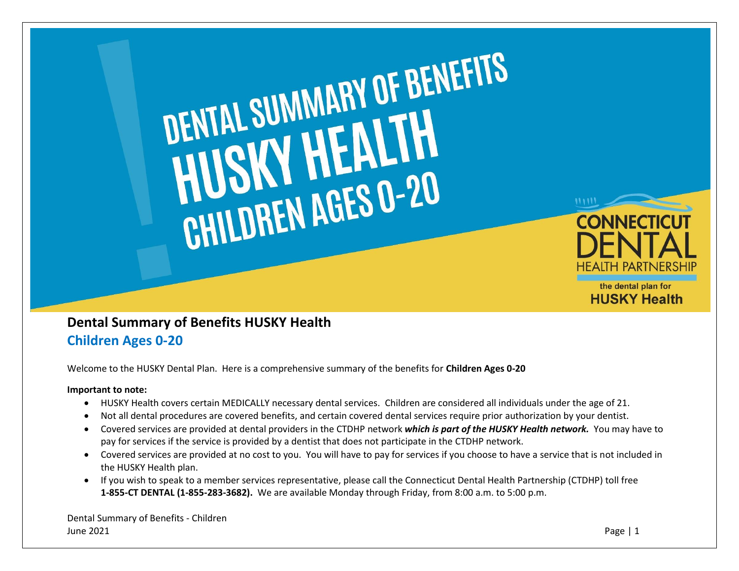# Dental Summary of Benefits HUSKY Health

## Children Ages 0-20

Welcome to the HUSKY Dental Plan. Here is a comprehensive summary of the benefits for **Children Ages 0-20**

**Important to note:**

- HUSKY Health covers certain MEDICALLY necessary dental services. Children are considered all individuals under the age of 21.
- Not all dental procedures are covered benefits, and certain covered dental services require prior authorization by your dentist.
- Covered services are provided at dental providers in the CTDHP network ***which is part of the HUSKY Health network.*** You may have to pay for services if the service is provided by a dentist that does not participate in the CTDHP network.
- Covered services are provided at no cost to you. You will have to pay for services if you choose to have a service that is not included in the HUSKY Health plan.
- If you wish to speak to a member services representative, please call the Connecticut Dental Health Partnership (CTDHP) toll free **1-855-CT DENTAL (1-855-283-3682).** We are available Monday through Friday, from 8:00 a.m. to 5:00 p.m.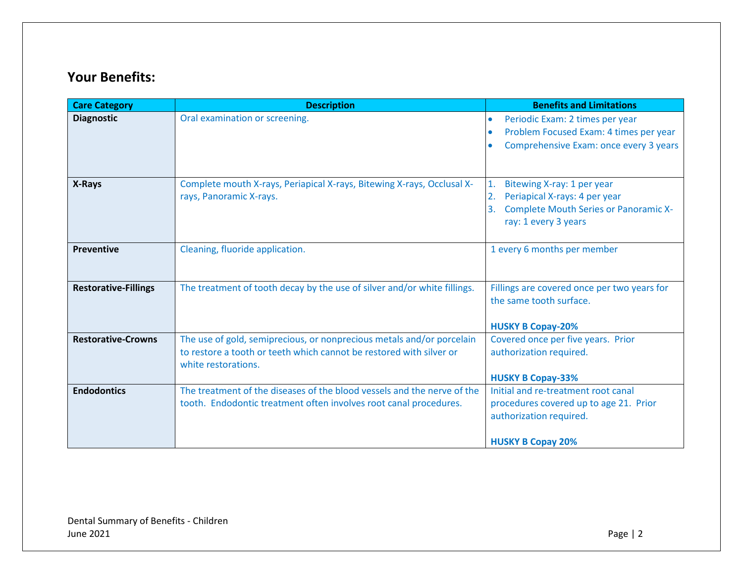## Your Benefits:

| Care Category | Description | Benefits and Limitations |
|---|---|---|
| **Diagnostic** | Oral examination or screening. | • Periodic Exam: 2 times per year<br>• Problem Focused Exam: 4 times per year<br>• Comprehensive Exam: once every 3 years |
| **X-Rays** | Complete mouth X-rays, Periapical X-rays, Bitewing X-rays, Occlusal X-rays, Panoramic X-rays. | 1. Bitewing X-ray: 1 per year<br>2. Periapical X-rays: 4 per year<br>3. Complete Mouth Series or Panoramic X-ray: 1 every 3 years |
| **Preventive** | Cleaning, fluoride application. | 1 every 6 months per member |
| **Restorative-Fillings** | The treatment of tooth decay by the use of silver and/or white fillings. | Fillings are covered once per two years for the same tooth surface.<br><br>**HUSKY B Copay-20%** |
| **Restorative-Crowns** | The use of gold, semiprecious, or nonprecious metals and/or porcelain to restore a tooth or teeth which cannot be restored with silver or white restorations. | Covered once per five years. Prior authorization required.<br><br>**HUSKY B Copay-33%** |
| **Endodontics** | The treatment of the diseases of the blood vessels and the nerve of the tooth. Endodontic treatment often involves root canal procedures. | Initial and re-treatment root canal procedures covered up to age 21. Prior authorization required.<br><br>**HUSKY B Copay 20%** |

Dental Summary of Benefits - Children
June 2021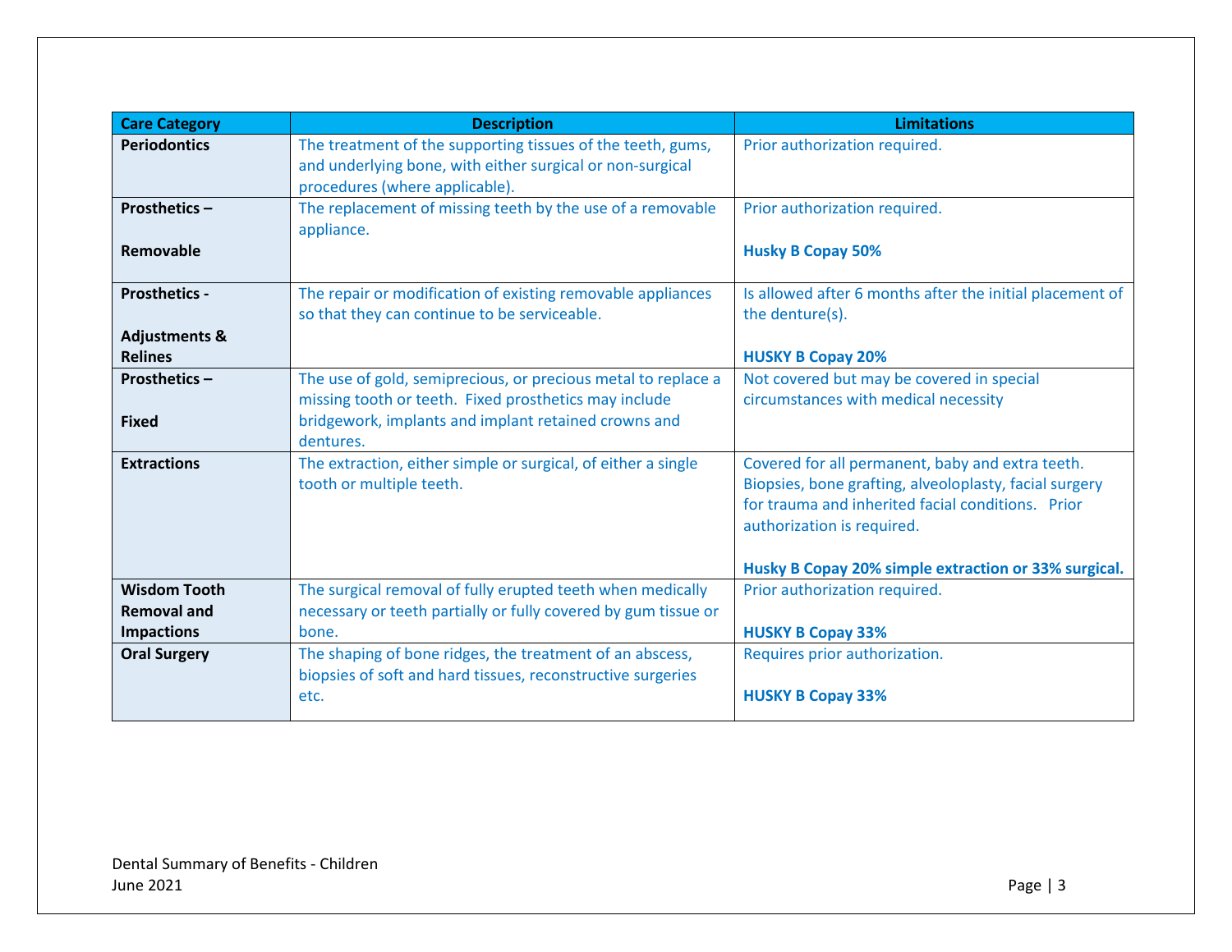| Care Category | Description | Limitations |
|---|---|---|
| **Periodontics** | The treatment of the supporting tissues of the teeth, gums, and underlying bone, with either surgical or non-surgical procedures (where applicable). | Prior authorization required. |
| **Prosthetics – Removable** | The replacement of missing teeth by the use of a removable appliance. | Prior authorization required.<br><br>**Husky B Copay 50%** |
| **Prosthetics - Adjustments & Relines** | The repair or modification of existing removable appliances so that they can continue to be serviceable. | Is allowed after 6 months after the initial placement of the denture(s).<br><br>**HUSKY B Copay 20%** |
| **Prosthetics – Fixed** | The use of gold, semiprecious, or precious metal to replace a missing tooth or teeth. Fixed prosthetics may include bridgework, implants and implant retained crowns and dentures. | Not covered but may be covered in special circumstances with medical necessity |
| **Extractions** | The extraction, either simple or surgical, of either a single tooth or multiple teeth. | Covered for all permanent, baby and extra teeth. Biopsies, bone grafting, alveoloplasty, facial surgery for trauma and inherited facial conditions. Prior authorization is required.<br><br>**Husky B Copay 20% simple extraction or 33% surgical.** |
| **Wisdom Tooth Removal and Impactions** | The surgical removal of fully erupted teeth when medically necessary or teeth partially or fully covered by gum tissue or bone. | Prior authorization required.<br><br>**HUSKY B Copay 33%** |
| **Oral Surgery** | The shaping of bone ridges, the treatment of an abscess, biopsies of soft and hard tissues, reconstructive surgeries etc. | Requires prior authorization.<br><br>**HUSKY B Copay 33%** |

Dental Summary of Benefits - Children
June 2021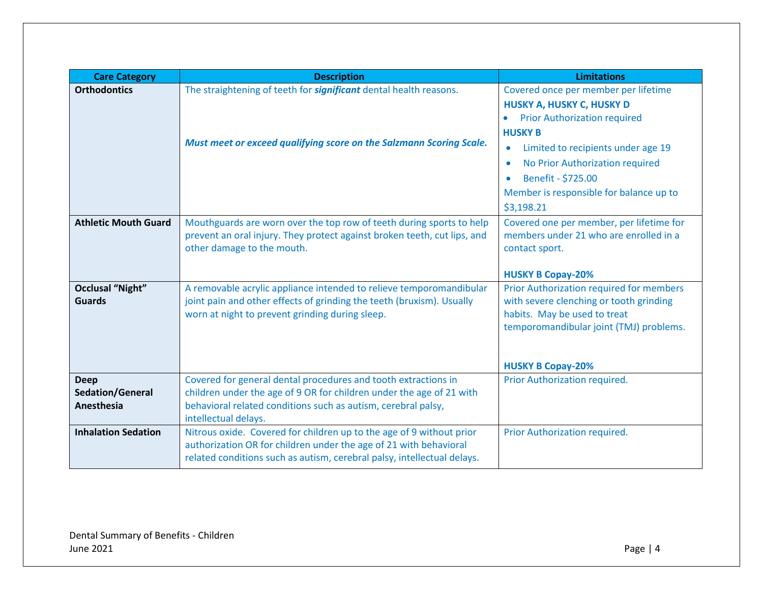| Care Category | Description | Limitations |
|---|---|---|
| **Orthodontics** | The straightening of teeth for ***significant*** dental health reasons.<br><br>***Must meet or exceed qualifying score on the Salzmann Scoring Scale.*** | Covered once per member per lifetime<br>**HUSKY A, HUSKY C, HUSKY D**<br>• Prior Authorization required<br>**HUSKY B**<br>• Limited to recipients under age 19<br>• No Prior Authorization required<br>• Benefit - $725.00<br>Member is responsible for balance up to $3,198.21 |
| **Athletic Mouth Guard** | Mouthguards are worn over the top row of teeth during sports to help prevent an oral injury. They protect against broken teeth, cut lips, and other damage to the mouth. | Covered one per member, per lifetime for members under 21 who are enrolled in a contact sport.<br><br>**HUSKY B Copay-20%** |
| **Occlusal "Night" Guards** | A removable acrylic appliance intended to relieve temporomandibular joint pain and other effects of grinding the teeth (bruxism). Usually worn at night to prevent grinding during sleep. | Prior Authorization required for members with severe clenching or tooth grinding habits. May be used to treat temporomandibular joint (TMJ) problems.<br><br>**HUSKY B Copay-20%** |
| **Deep Sedation/General Anesthesia** | Covered for general dental procedures and tooth extractions in children under the age of 9 OR for children under the age of 21 with behavioral related conditions such as autism, cerebral palsy, intellectual delays. | Prior Authorization required. |
| **Inhalation Sedation** | Nitrous oxide. Covered for children up to the age of 9 without prior authorization OR for children under the age of 21 with behavioral related conditions such as autism, cerebral palsy, intellectual delays. | Prior Authorization required. |